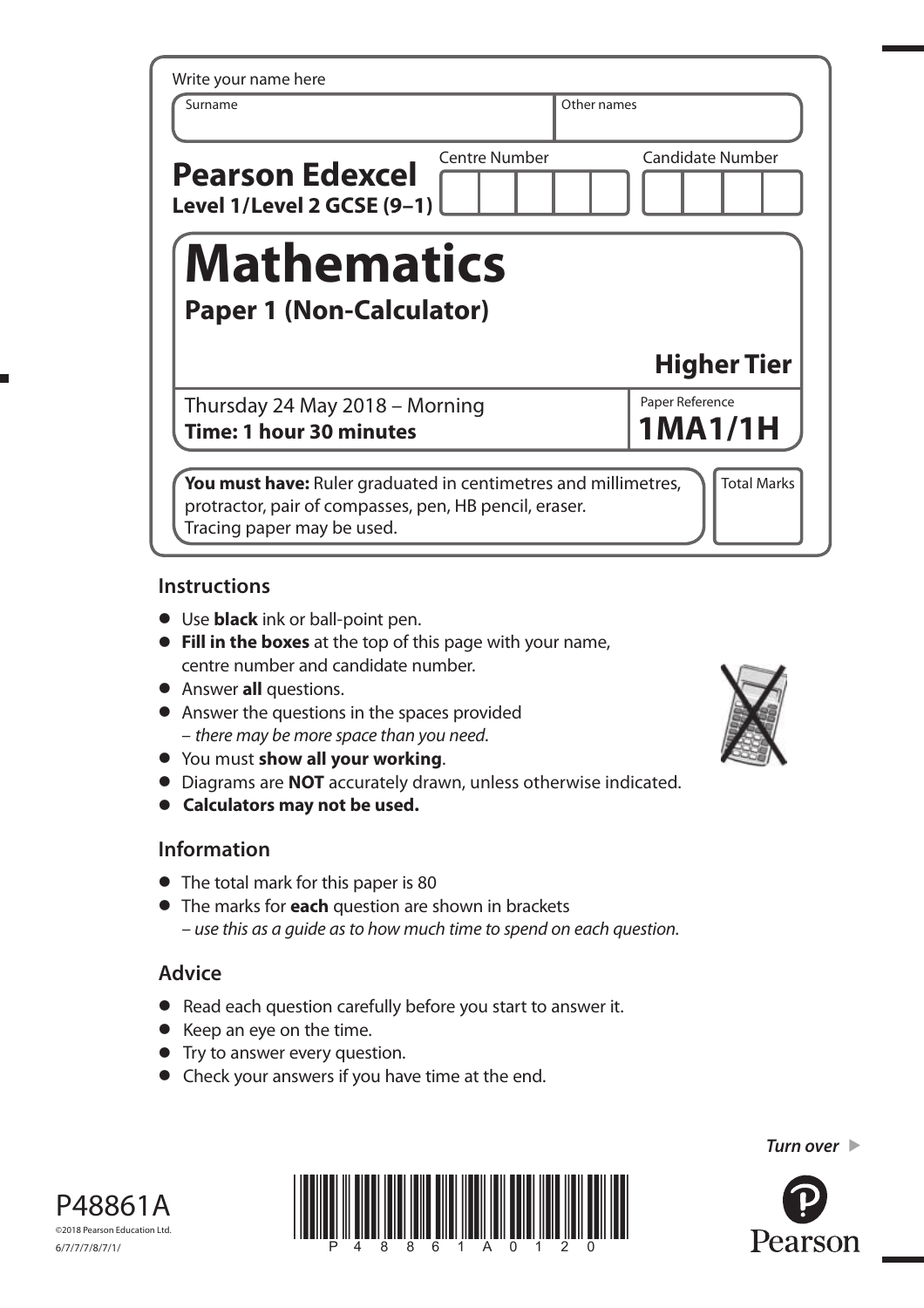Write your name here

| Surname | Other names |
|---|---|
| | |

**Pearson Edexcel**
**Level 1/Level 2 GCSE (9–1)**

| Centre Number | Candidate Number |
|---|---|
| | |

# Mathematics

## Paper 1 (Non-Calculator)

**Higher Tier**

Thursday 24 May 2018 – Morning
**Time: 1 hour 30 minutes**

Paper Reference
**1MA1/1H**

**You must have:** Ruler graduated in centimetres and millimetres, protractor, pair of compasses, pen, HB pencil, eraser.
Tracing paper may be used.

Total Marks

## Instructions

- Use **black** ink or ball-point pen.
- **Fill in the boxes** at the top of this page with your name, centre number and candidate number.
- Answer **all** questions.
- Answer the questions in the spaces provided
  – *there may be more space than you need.*
- You must **show all your working**.
- Diagrams are **NOT** accurately drawn, unless otherwise indicated.
- **Calculators may not be used.**

## Information

- The total mark for this paper is 80
- The marks for **each** question are shown in brackets
  – *use this as a guide as to how much time to spend on each question.*

## Advice

- Read each question carefully before you start to answer it.
- Keep an eye on the time.
- Try to answer every question.
- Check your answers if you have time at the end.

*Turn over* ▶

P48861A
©2018 Pearson Education Ltd.
6/7/7/7/8/7/1/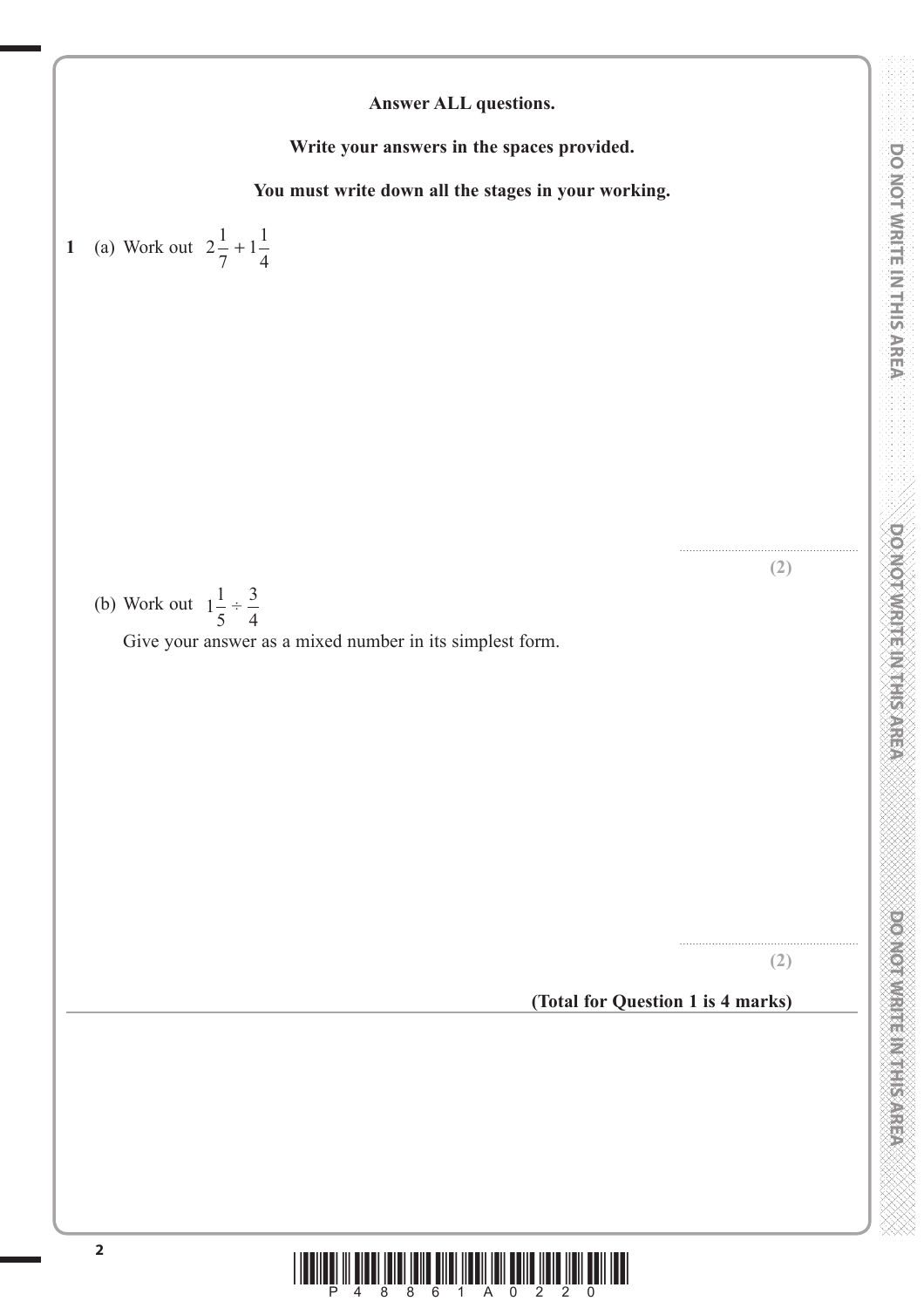**Answer ALL questions.**

**Write your answers in the spaces provided.**

**You must write down all the stages in your working.**

**1** (a) Work out $2\frac{1}{7} + 1\frac{1}{4}$

..........................................................

**(2)**

(b) Work out $1\frac{1}{5} \div \frac{3}{4}$

Give your answer as a mixed number in its simplest form.

..........................................................

**(2)**

**(Total for Question 1 is 4 marks)**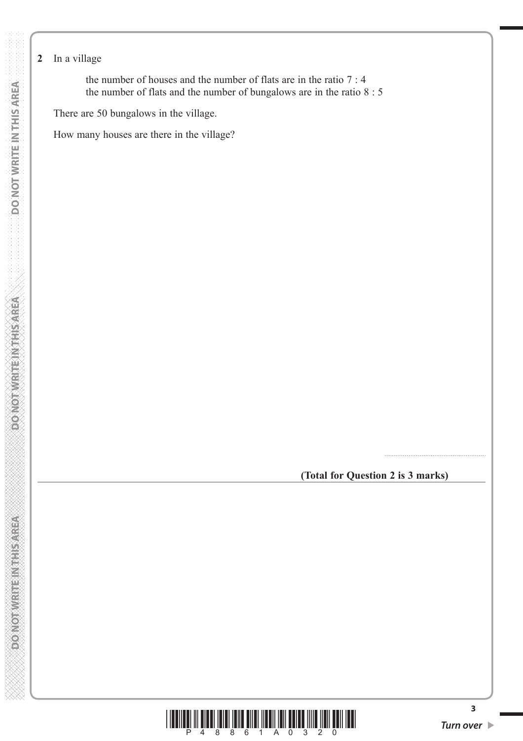**2** In a village

the number of houses and the number of flats are in the ratio 7 : 4
the number of flats and the number of bungalows are in the ratio 8 : 5

There are 50 bungalows in the village.

How many houses are there in the village?

..........................................................

**(Total for Question 2 is 3 marks)**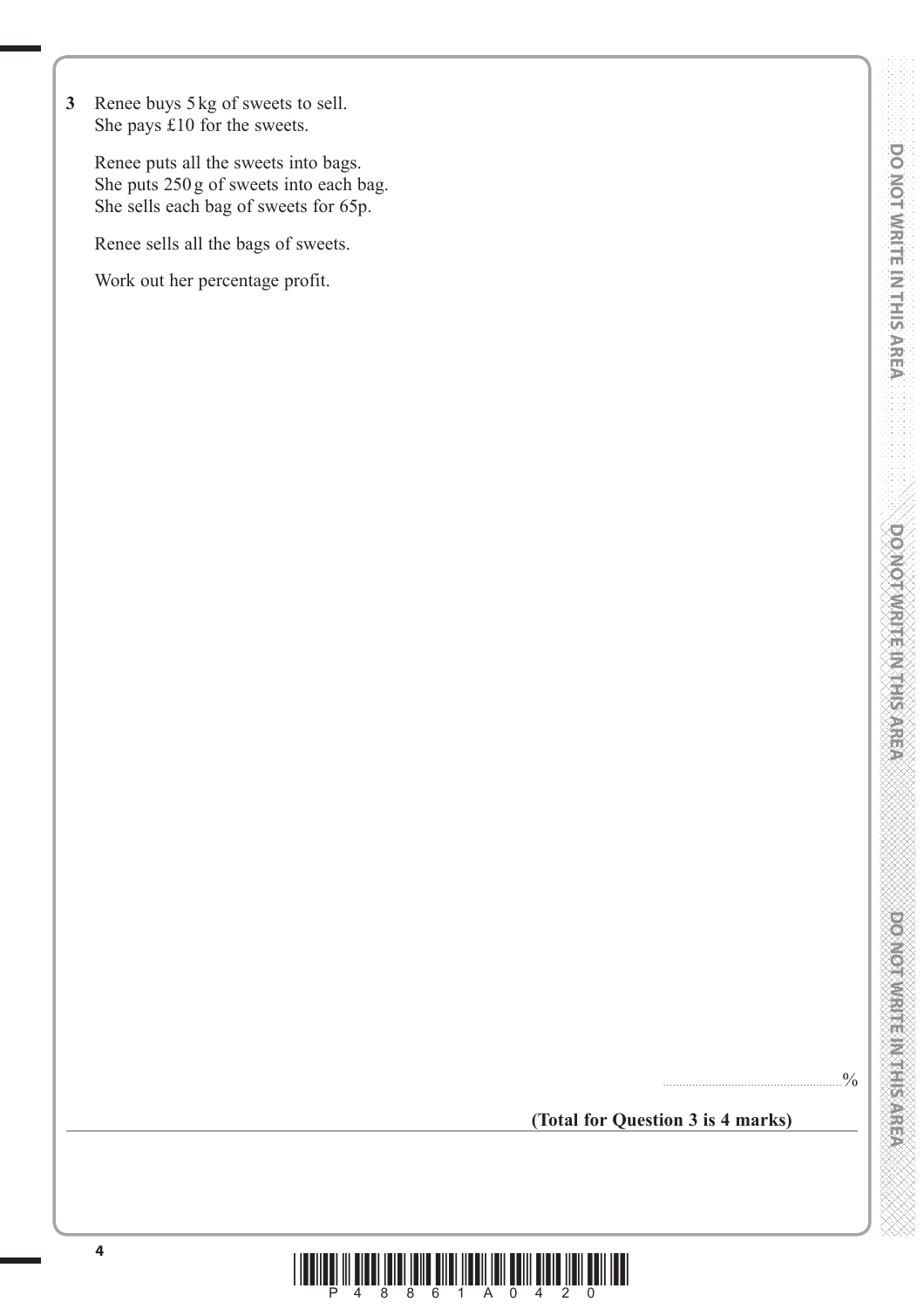**3** Renee buys 5 kg of sweets to sell.
She pays £10 for the sweets.

Renee puts all the sweets into bags.
She puts 250 g of sweets into each bag.
She sells each bag of sweets for 65p.

Renee sells all the bags of sweets.

Work out her percentage profit.

.......................................................%

**(Total for Question 3 is 4 marks)**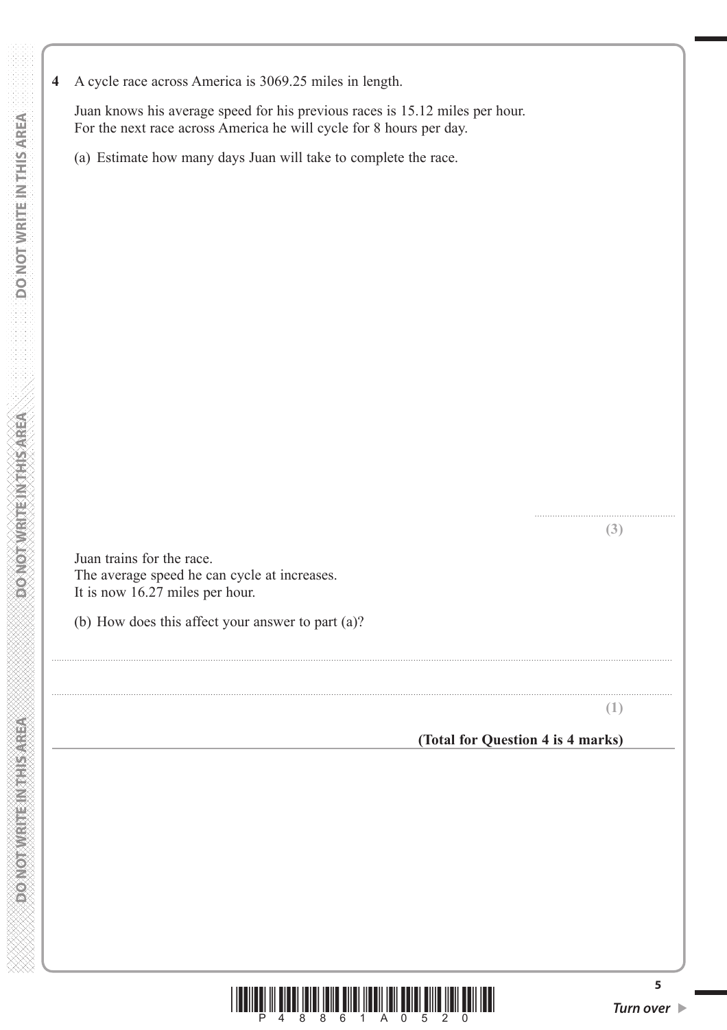**4** A cycle race across America is 3069.25 miles in length.

Juan knows his average speed for his previous races is 15.12 miles per hour.
For the next race across America he will cycle for 8 hours per day.

(a) Estimate how many days Juan will take to complete the race.

..................................................

**(3)**

Juan trains for the race.
The average speed he can cycle at increases.
It is now 16.27 miles per hour.

(b) How does this affect your answer to part (a)?

..................................................................................................................................................

..................................................................................................................................................

**(1)**

**(Total for Question 4 is 4 marks)**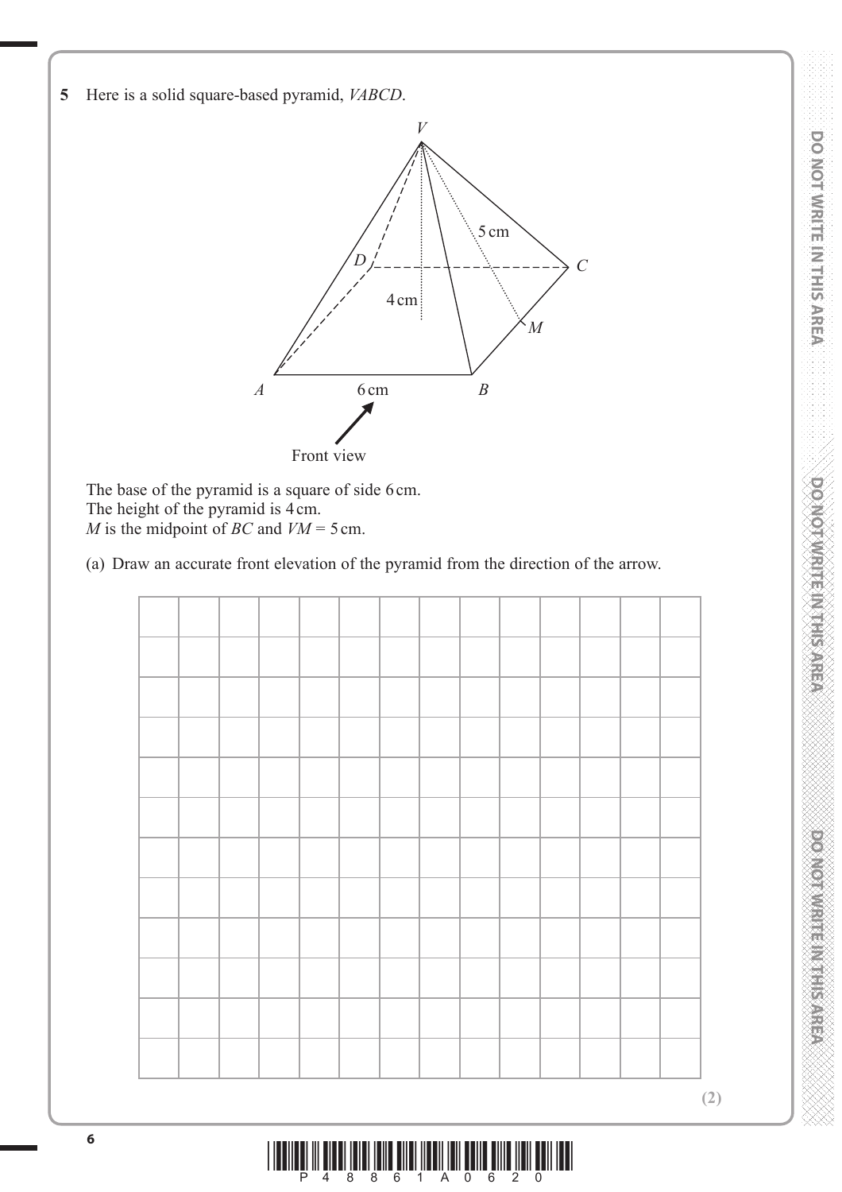**5** Here is a solid square-based pyramid, *VABCD*.

The base of the pyramid is a square of side 6 cm.
The height of the pyramid is 4 cm.
*M* is the midpoint of *BC* and *VM* = 5 cm.

(a) Draw an accurate front elevation of the pyramid from the direction of the arrow.

**(2)**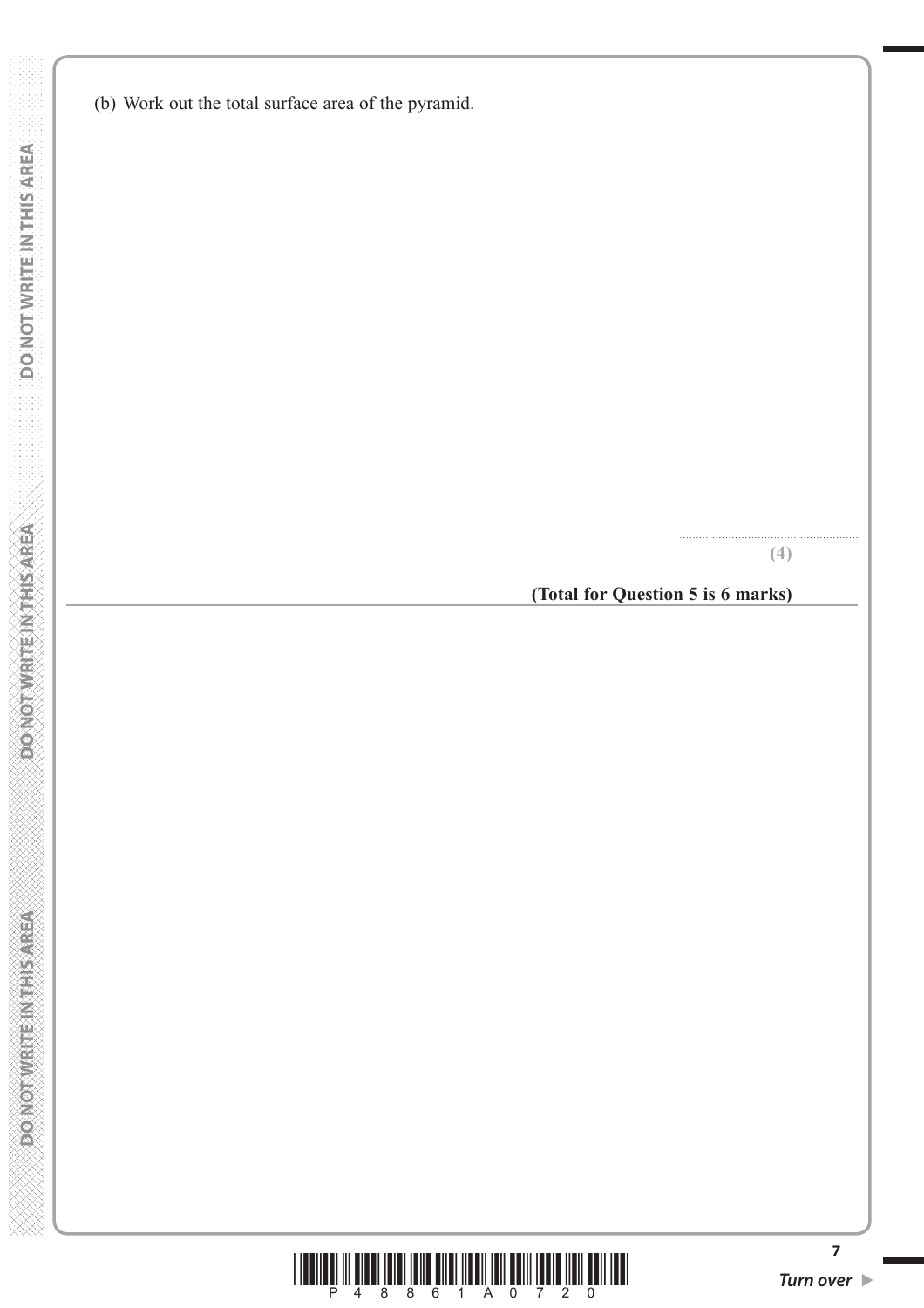(b) Work out the total surface area of the pyramid.

..........................................................

**(4)**

**(Total for Question 5 is 6 marks)**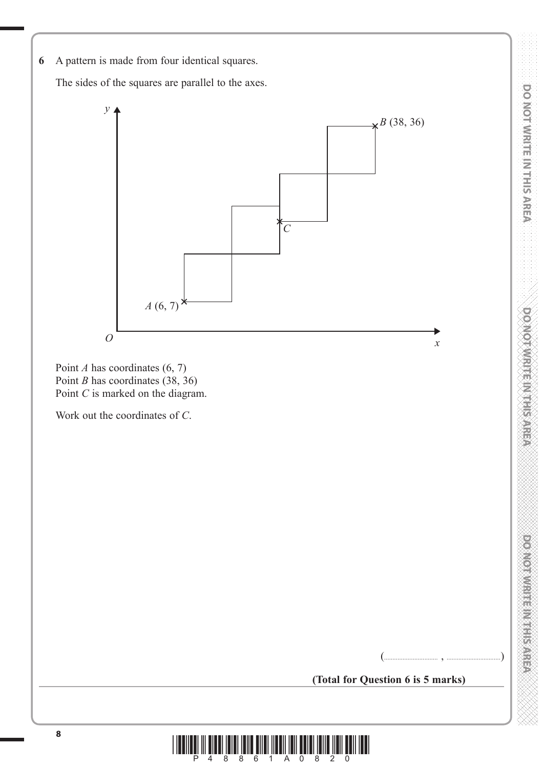**6** A pattern is made from four identical squares.

The sides of the squares are parallel to the axes.

Point $A$ has coordinates (6, 7)
Point $B$ has coordinates (38, 36)
Point $C$ is marked on the diagram.

Work out the coordinates of $C$.

(.............................. , ..............................)

**(Total for Question 6 is 5 marks)**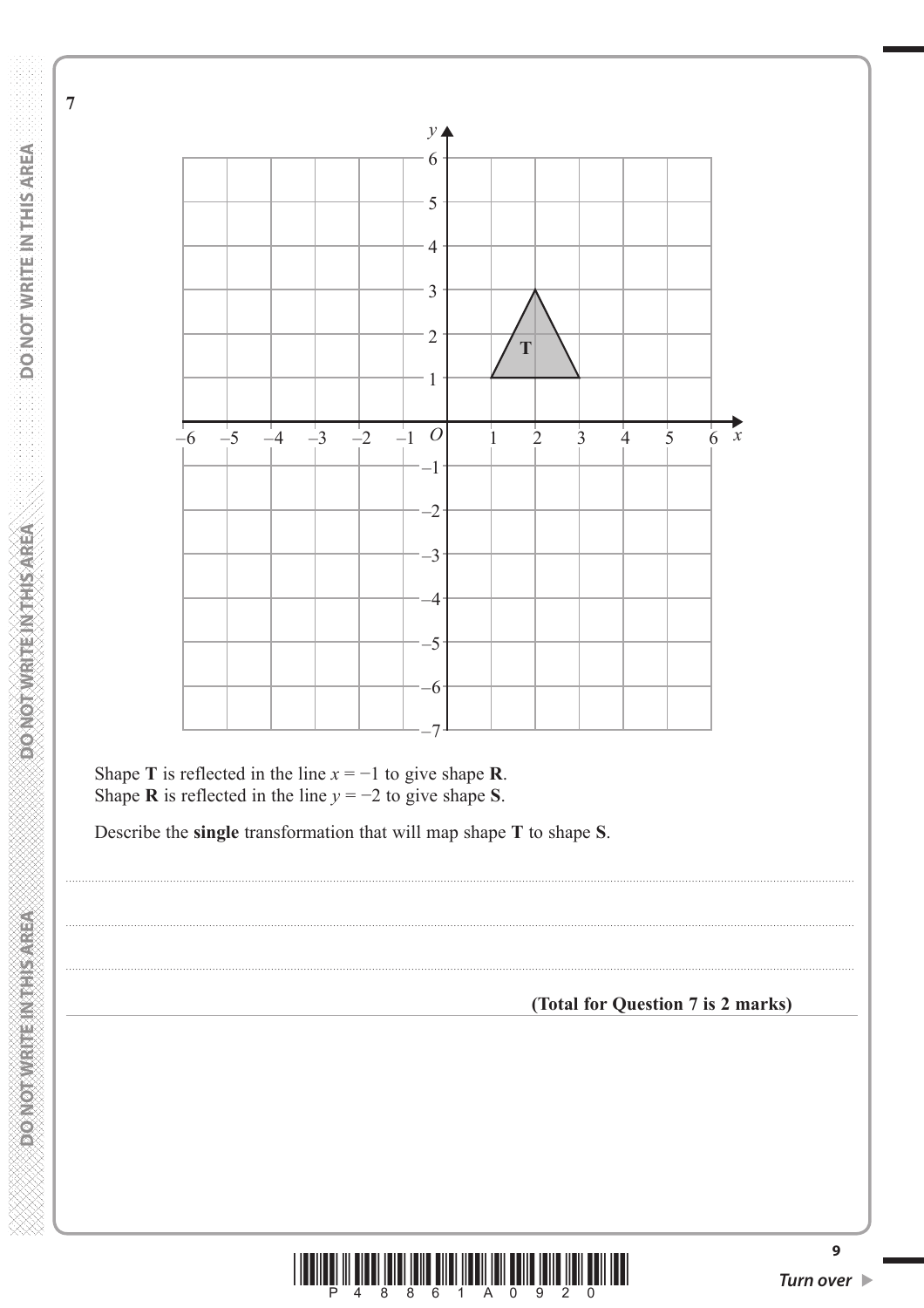**7**

Shape **T** is reflected in the line $x = -1$ to give shape **R**.
Shape **R** is reflected in the line $y = -2$ to give shape **S**.

Describe the **single** transformation that will map shape **T** to shape **S**.

..............................................................................................................................................

..............................................................................................................................................

..............................................................................................................................................

**(Total for Question 7 is 2 marks)**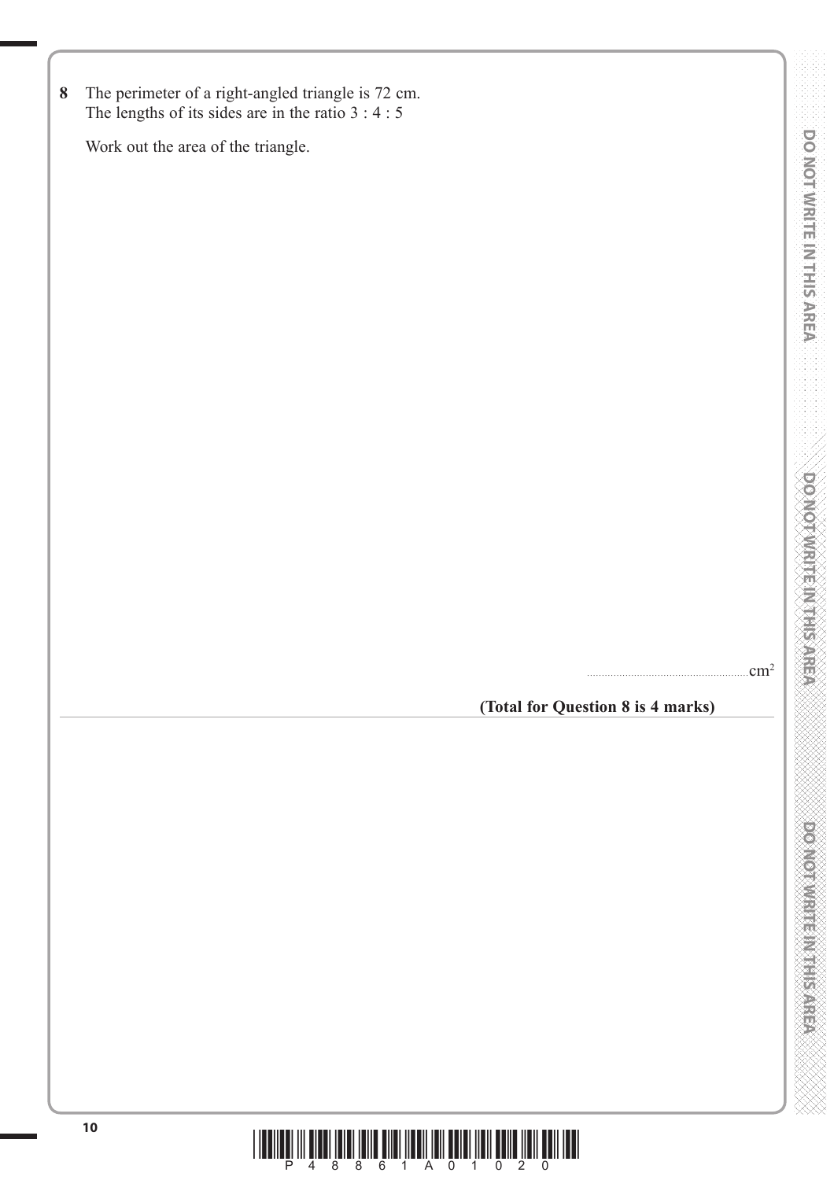**8** The perimeter of a right-angled triangle is 72 cm.
The lengths of its sides are in the ratio 3 : 4 : 5

Work out the area of the triangle.

.......................................................$cm^2$

**(Total for Question 8 is 4 marks)**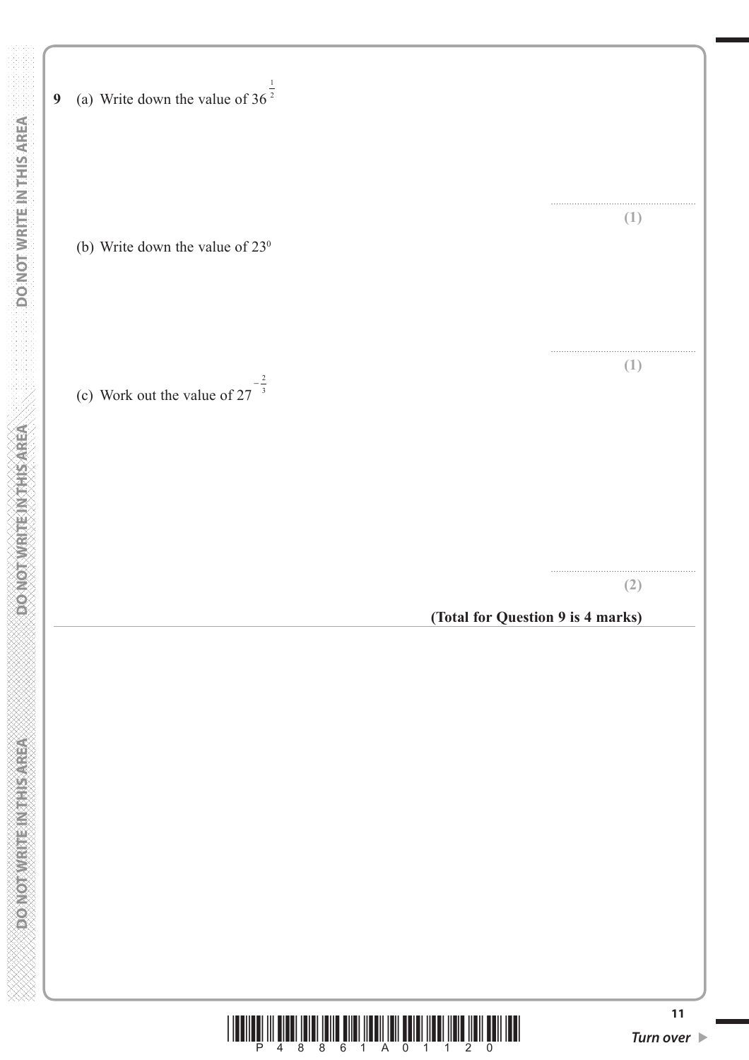**9** (a) Write down the value of $36^{\frac{1}{2}}$

..............................................................

**(1)**

(b) Write down the value of $23^0$

..............................................................

**(1)**

(c) Work out the value of $27^{-\frac{2}{3}}$

..............................................................

**(2)**

**(Total for Question 9 is 4 marks)**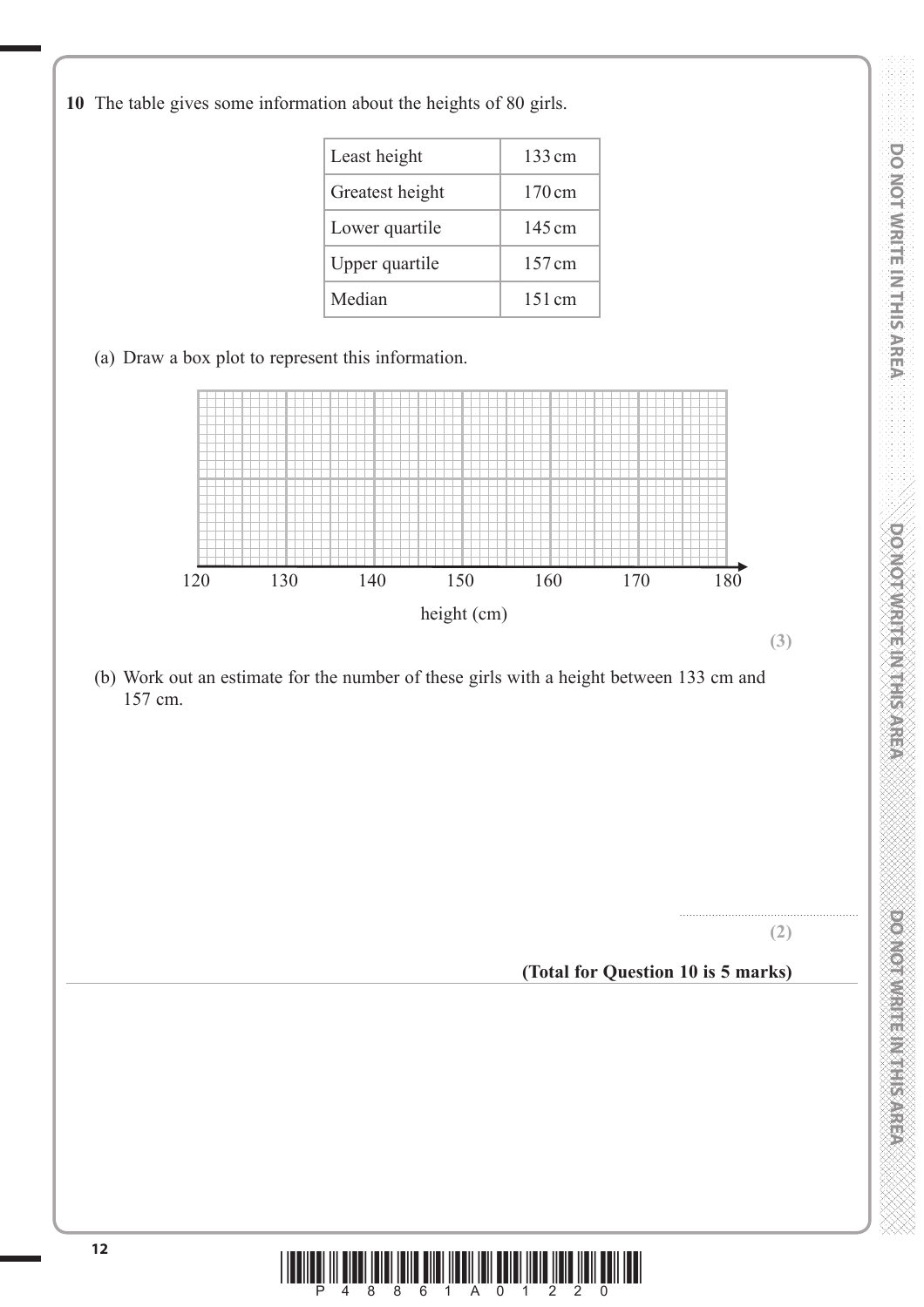**10** The table gives some information about the heights of 80 girls.

| | |
|---|---|
| Least height | 133 cm |
| Greatest height | 170 cm |
| Lower quartile | 145 cm |
| Upper quartile | 157 cm |
| Median | 151 cm |

(a) Draw a box plot to represent this information.

120 130 140 150 160 170 180

height (cm)

**(3)**

(b) Work out an estimate for the number of these girls with a height between 133 cm and 157 cm.

..............................................................

**(2)**

**(Total for Question 10 is 5 marks)**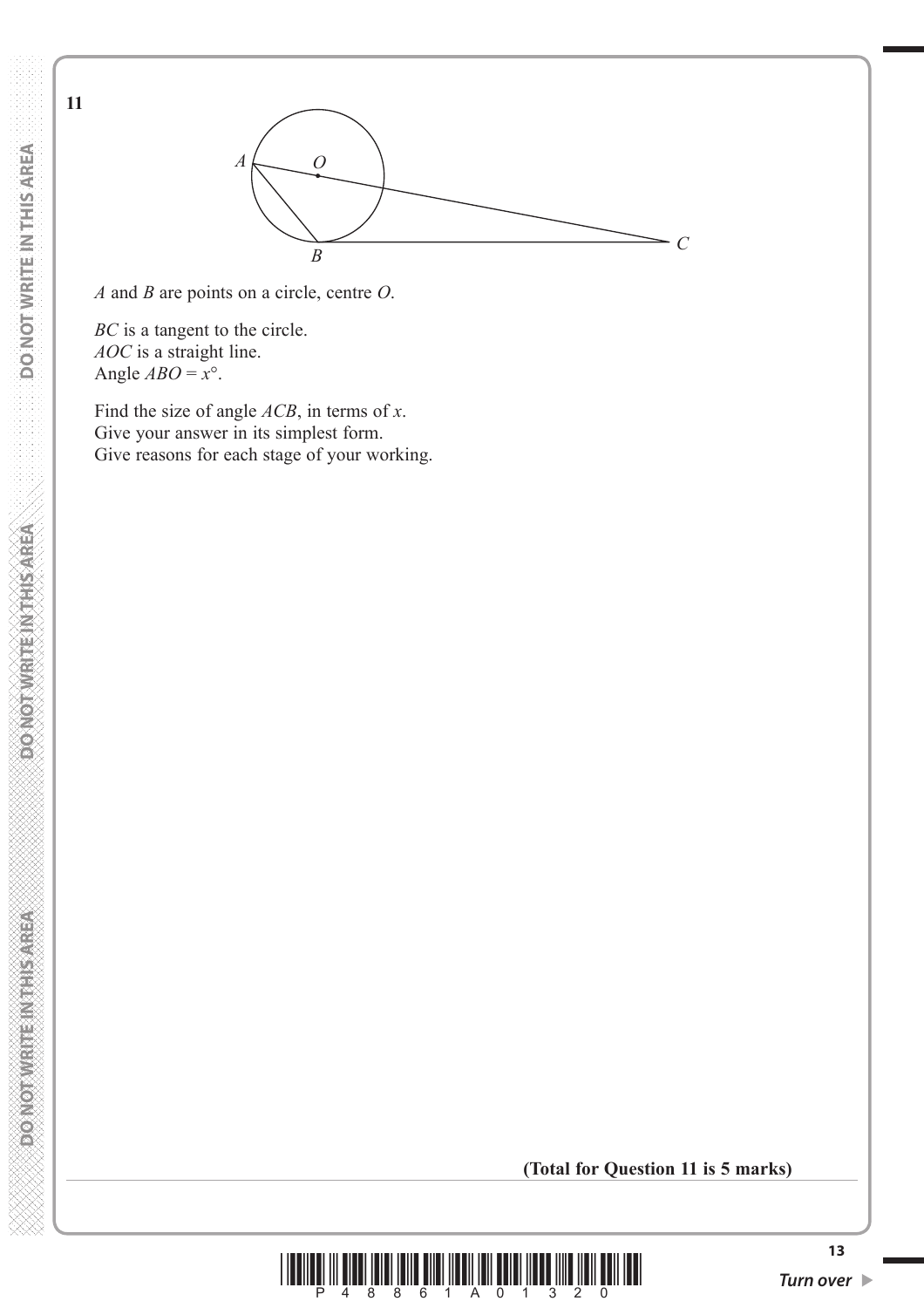**11**

$A$ and $B$ are points on a circle, centre $O$.

$BC$ is a tangent to the circle.
$AOC$ is a straight line.
Angle $ABO = x°$.

Find the size of angle $ACB$, in terms of $x$.
Give your answer in its simplest form.
Give reasons for each stage of your working.

**(Total for Question 11 is 5 marks)**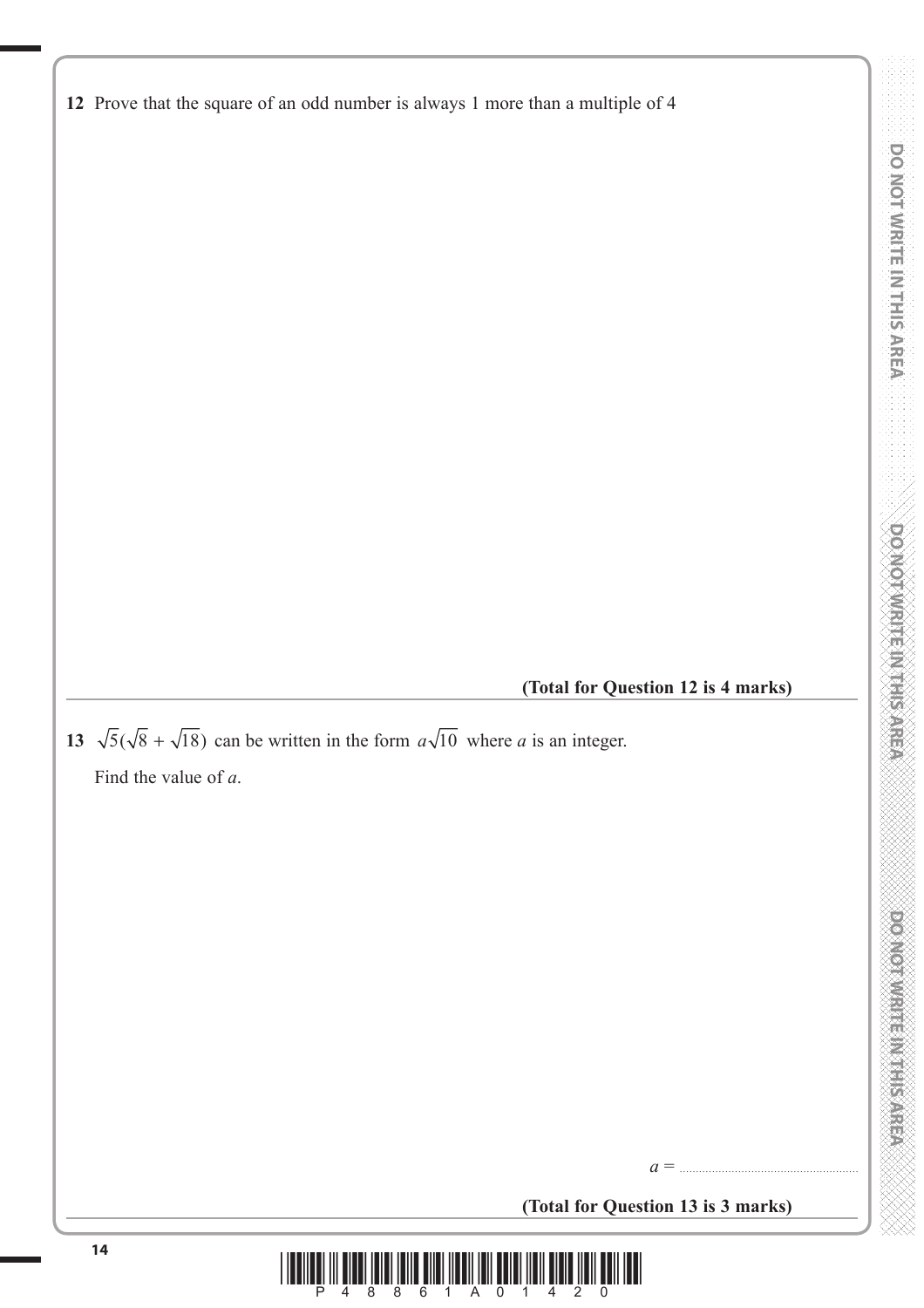**12** Prove that the square of an odd number is always 1 more than a multiple of 4

**(Total for Question 12 is 4 marks)**

---

**13** $\sqrt{5}(\sqrt{8} + \sqrt{18})$ can be written in the form $a\sqrt{10}$ where $a$ is an integer.

Find the value of $a$.

$a =$ ......................................................

**(Total for Question 13 is 3 marks)**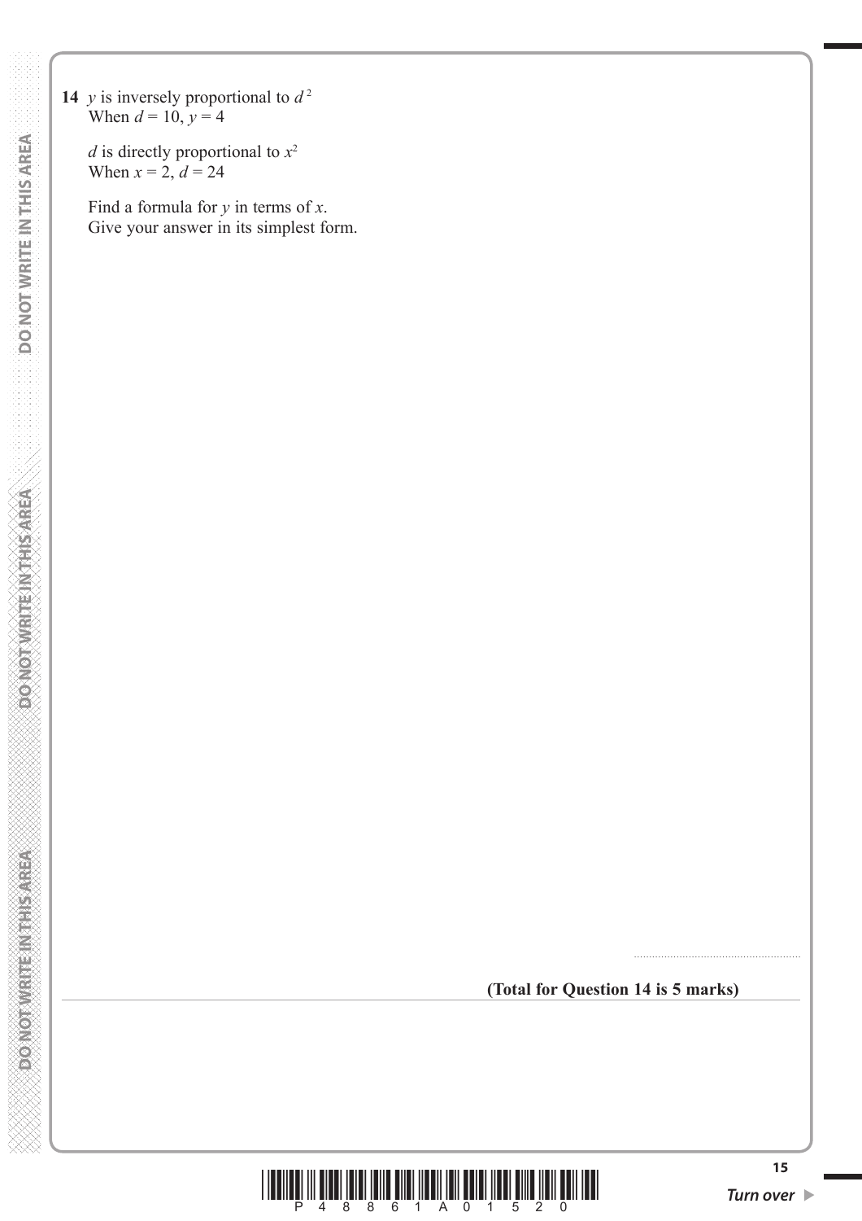**14** $y$ is inversely proportional to $d^2$
When $d = 10$, $y = 4$

$d$ is directly proportional to $x^2$
When $x = 2$, $d = 24$

Find a formula for $y$ in terms of $x$.
Give your answer in its simplest form.

..........................................................

**(Total for Question 14 is 5 marks)**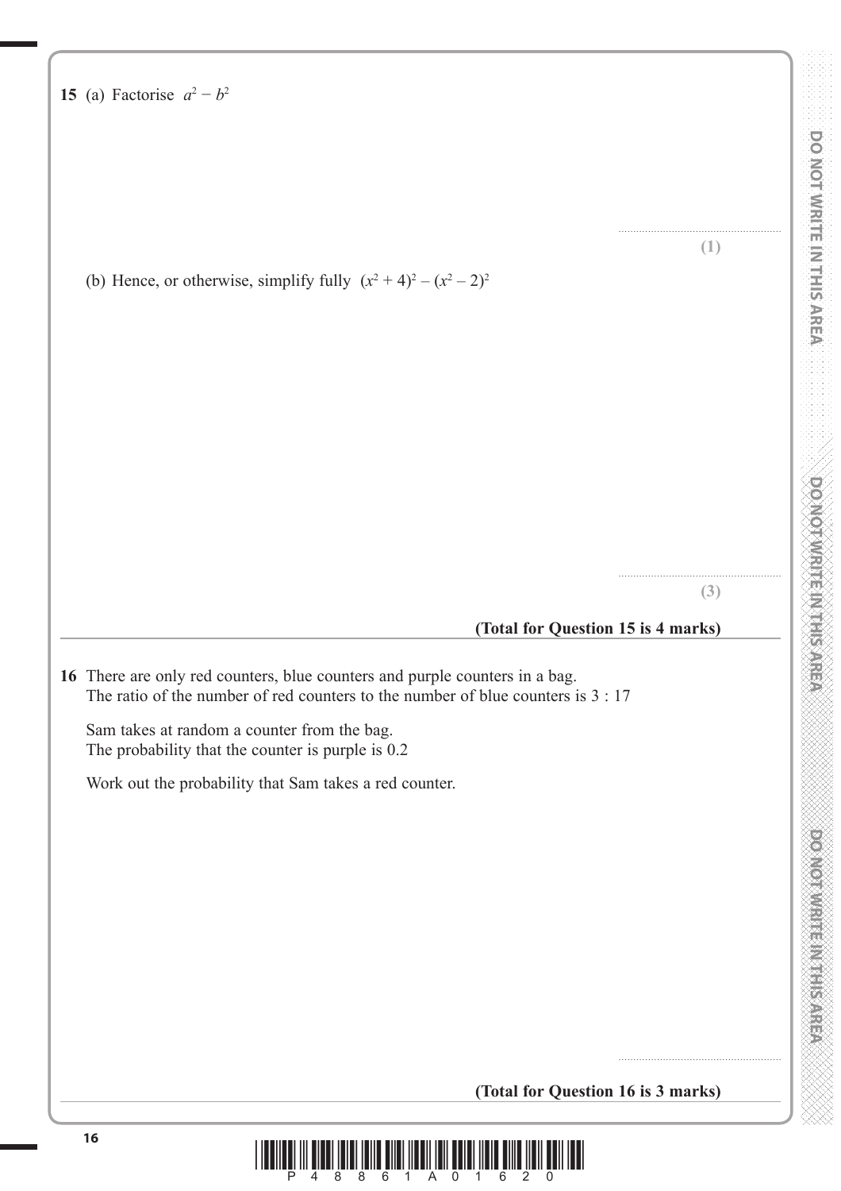**15** (a) Factorise $a^2 - b^2$

..........................................................

**(1)**

(b) Hence, or otherwise, simplify fully $(x^2 + 4)^2 - (x^2 - 2)^2$

..........................................................

**(3)**

**(Total for Question 15 is 4 marks)**

---

**16** There are only red counters, blue counters and purple counters in a bag.
The ratio of the number of red counters to the number of blue counters is 3 : 17

Sam takes at random a counter from the bag.
The probability that the counter is purple is 0.2

Work out the probability that Sam takes a red counter.

..........................................................

**(Total for Question 16 is 3 marks)**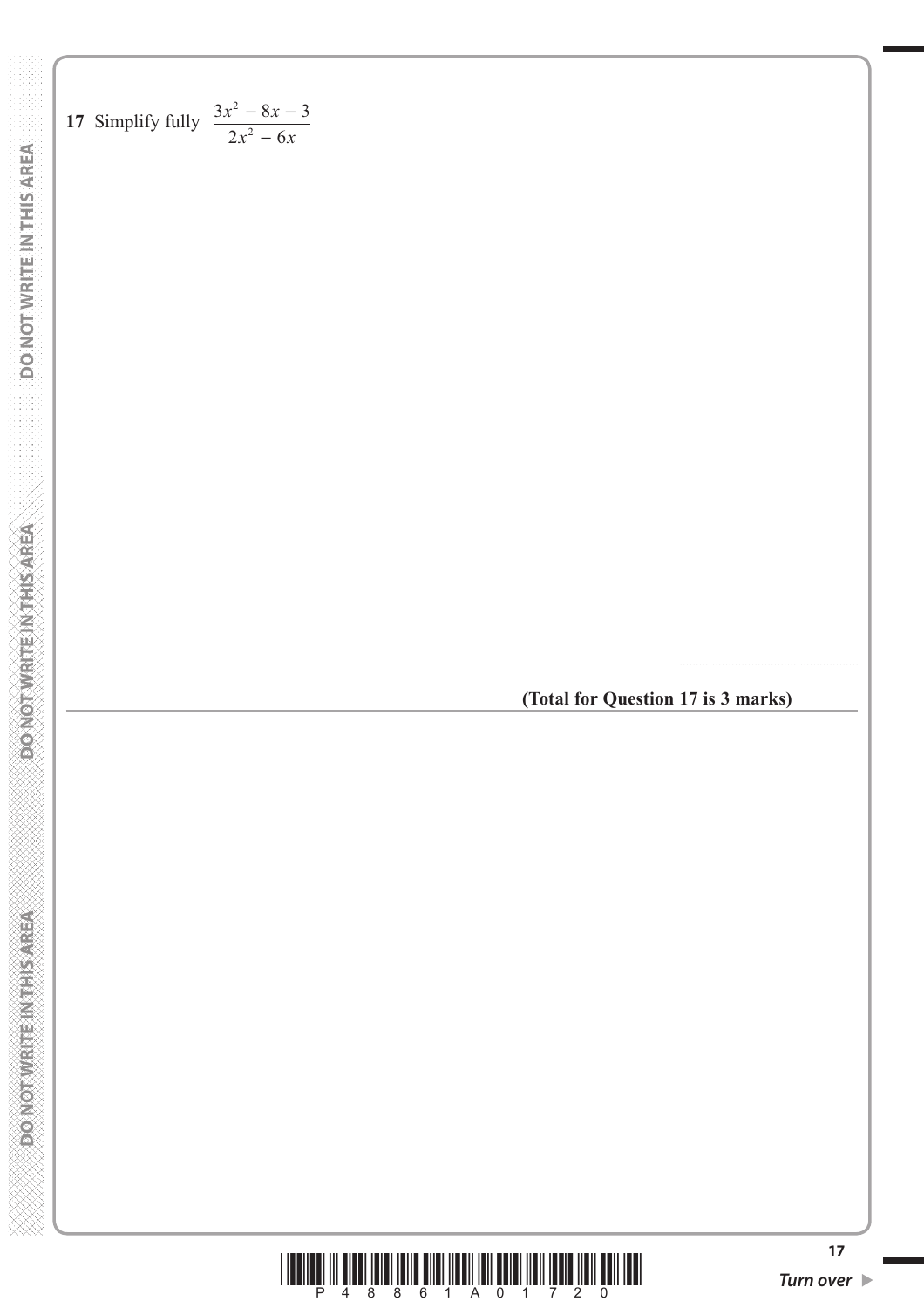**17** Simplify fully $\dfrac{3x^2 - 8x - 3}{2x^2 - 6x}$

..........................................................

**(Total for Question 17 is 3 marks)**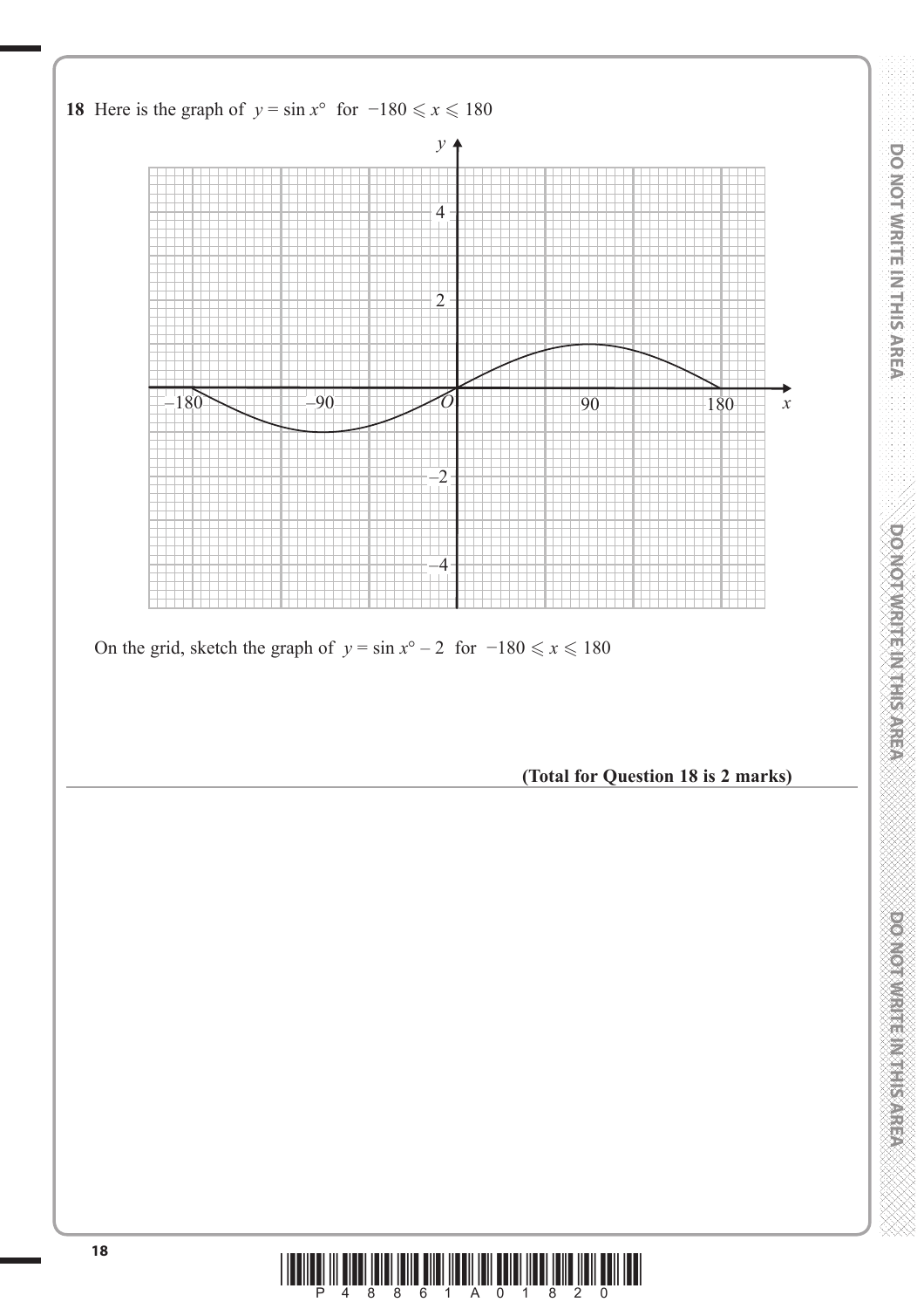**18** Here is the graph of $y = \sin x°$ for $-180 \leqslant x \leqslant 180$

On the grid, sketch the graph of $y = \sin x° - 2$ for $-180 \leqslant x \leqslant 180$

**(Total for Question 18 is 2 marks)**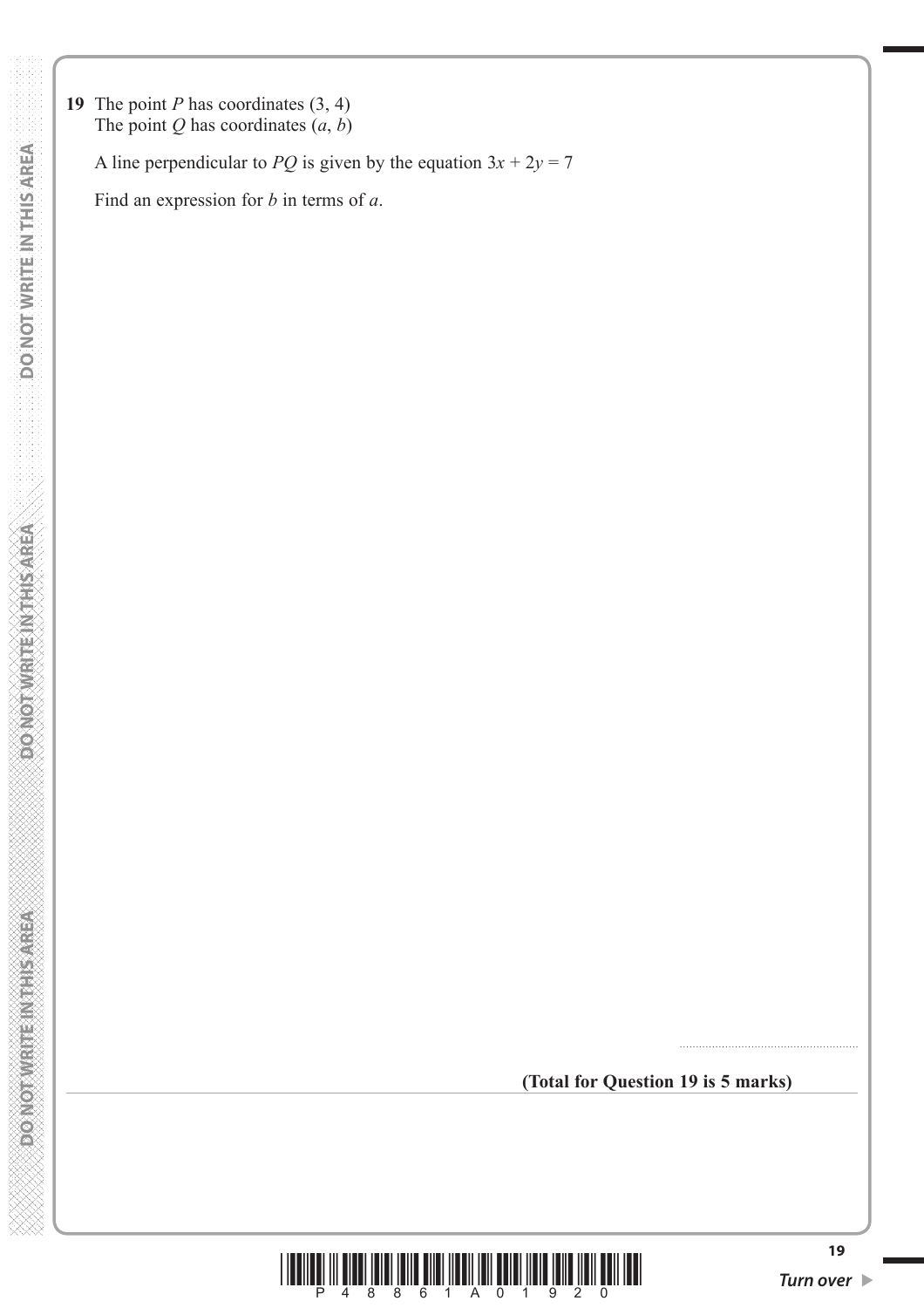**19** The point $P$ has coordinates $(3, 4)$
The point $Q$ has coordinates $(a, b)$

A line perpendicular to $PQ$ is given by the equation $3x + 2y = 7$

Find an expression for $b$ in terms of $a$.

..........................................................

**(Total for Question 19 is 5 marks)**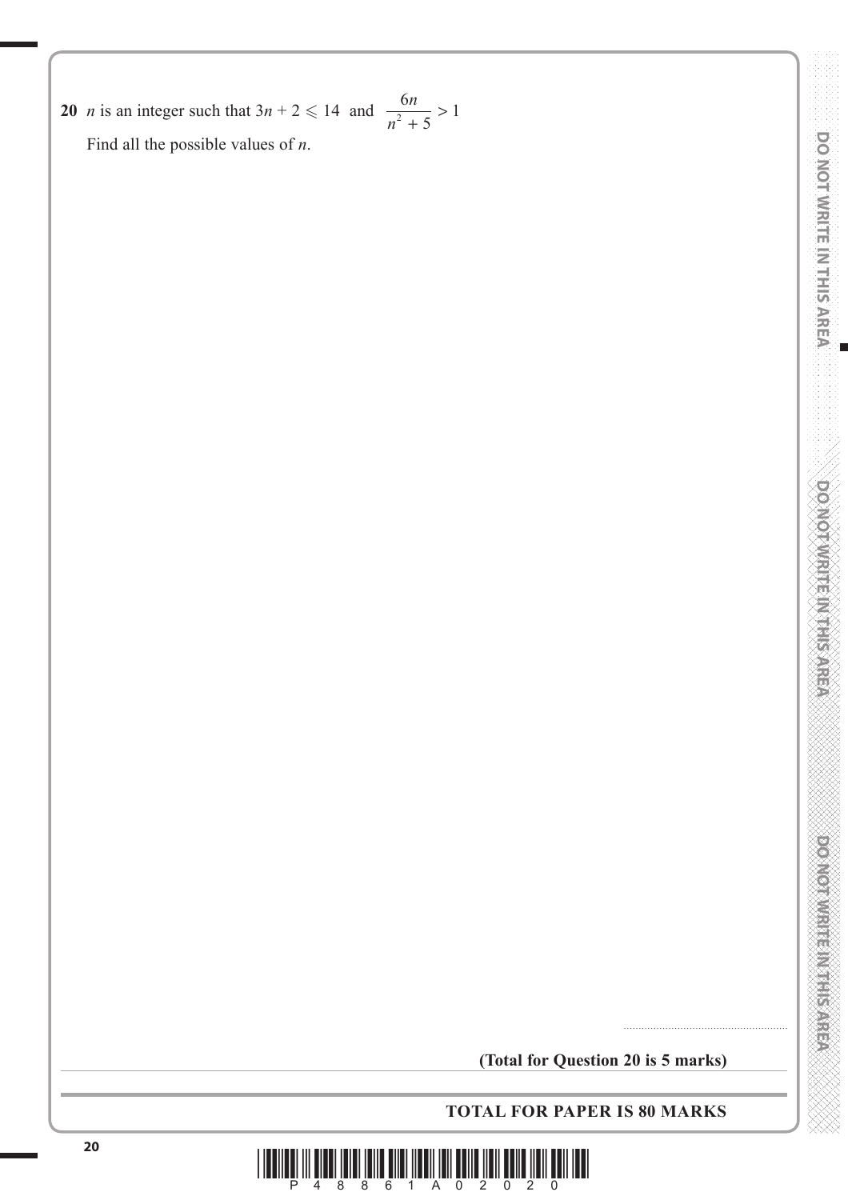**20** $n$ is an integer such that $3n + 2 \leqslant 14$ and $\dfrac{6n}{n^2 + 5} > 1$

Find all the possible values of $n$.

.......................................................

**(Total for Question 20 is 5 marks)**

**TOTAL FOR PAPER IS 80 MARKS**